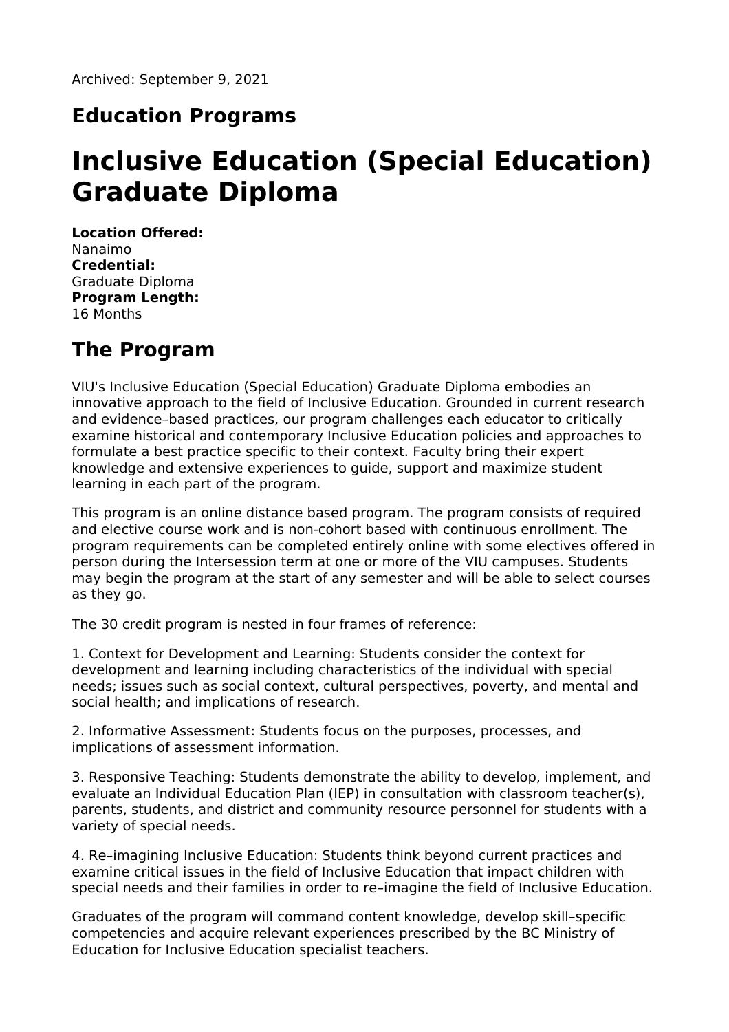Archived: September 9, 2021

## Education Programs

# Inclusive Education (Special Education) Graduate Diploma

**Location Offered:**
Nanaimo
**Credential:**
Graduate Diploma
**Program Length:**
16 Months

## The Program

VIU's Inclusive Education (Special Education) Graduate Diploma embodies an innovative approach to the field of Inclusive Education. Grounded in current research and evidence–based practices, our program challenges each educator to critically examine historical and contemporary Inclusive Education policies and approaches to formulate a best practice specific to their context. Faculty bring their expert knowledge and extensive experiences to guide, support and maximize student learning in each part of the program.

This program is an online distance based program. The program consists of required and elective course work and is non-cohort based with continuous enrollment. The program requirements can be completed entirely online with some electives offered in person during the Intersession term at one or more of the VIU campuses. Students may begin the program at the start of any semester and will be able to select courses as they go.

The 30 credit program is nested in four frames of reference:

1. Context for Development and Learning: Students consider the context for development and learning including characteristics of the individual with special needs; issues such as social context, cultural perspectives, poverty, and mental and social health; and implications of research.

2. Informative Assessment: Students focus on the purposes, processes, and implications of assessment information.

3. Responsive Teaching: Students demonstrate the ability to develop, implement, and evaluate an Individual Education Plan (IEP) in consultation with classroom teacher(s), parents, students, and district and community resource personnel for students with a variety of special needs.

4. Re–imagining Inclusive Education: Students think beyond current practices and examine critical issues in the field of Inclusive Education that impact children with special needs and their families in order to re–imagine the field of Inclusive Education.

Graduates of the program will command content knowledge, develop skill–specific competencies and acquire relevant experiences prescribed by the BC Ministry of Education for Inclusive Education specialist teachers.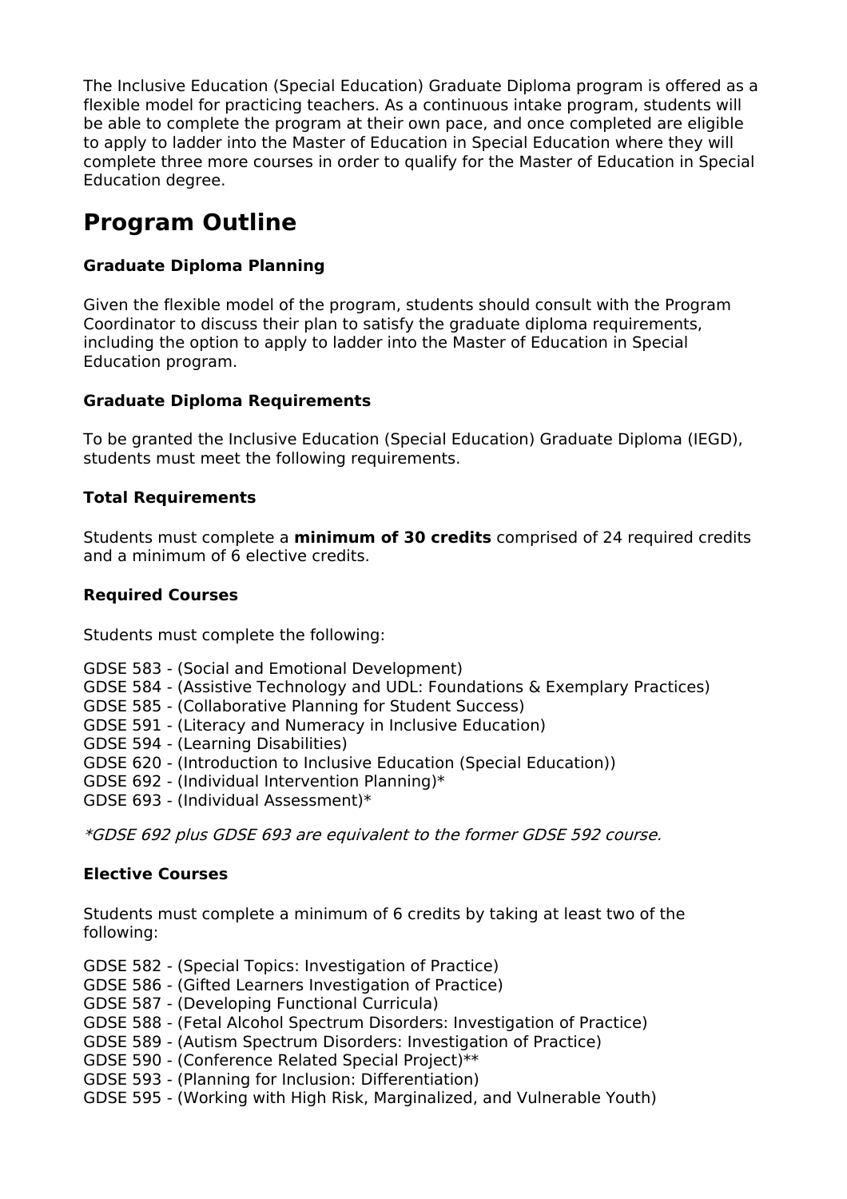The Inclusive Education (Special Education) Graduate Diploma program is offered as a flexible model for practicing teachers. As a continuous intake program, students will be able to complete the program at their own pace, and once completed are eligible to apply to ladder into the Master of Education in Special Education where they will complete three more courses in order to qualify for the Master of Education in Special Education degree.

# Program Outline

### Graduate Diploma Planning

Given the flexible model of the program, students should consult with the Program Coordinator to discuss their plan to satisfy the graduate diploma requirements, including the option to apply to ladder into the Master of Education in Special Education program.

### Graduate Diploma Requirements

To be granted the Inclusive Education (Special Education) Graduate Diploma (IEGD), students must meet the following requirements.

### Total Requirements

Students must complete a **minimum of 30 credits** comprised of 24 required credits and a minimum of 6 elective credits.

### Required Courses

Students must complete the following:

GDSE 583 - (Social and Emotional Development)
GDSE 584 - (Assistive Technology and UDL: Foundations & Exemplary Practices)
GDSE 585 - (Collaborative Planning for Student Success)
GDSE 591 - (Literacy and Numeracy in Inclusive Education)
GDSE 594 - (Learning Disabilities)
GDSE 620 - (Introduction to Inclusive Education (Special Education))
GDSE 692 - (Individual Intervention Planning)*
GDSE 693 - (Individual Assessment)*

*\*GDSE 692 plus GDSE 693 are equivalent to the former GDSE 592 course.*

### Elective Courses

Students must complete a minimum of 6 credits by taking at least two of the following:

GDSE 582 - (Special Topics: Investigation of Practice)
GDSE 586 - (Gifted Learners Investigation of Practice)
GDSE 587 - (Developing Functional Curricula)
GDSE 588 - (Fetal Alcohol Spectrum Disorders: Investigation of Practice)
GDSE 589 - (Autism Spectrum Disorders: Investigation of Practice)
GDSE 590 - (Conference Related Special Project)**
GDSE 593 - (Planning for Inclusion: Differentiation)
GDSE 595 - (Working with High Risk, Marginalized, and Vulnerable Youth)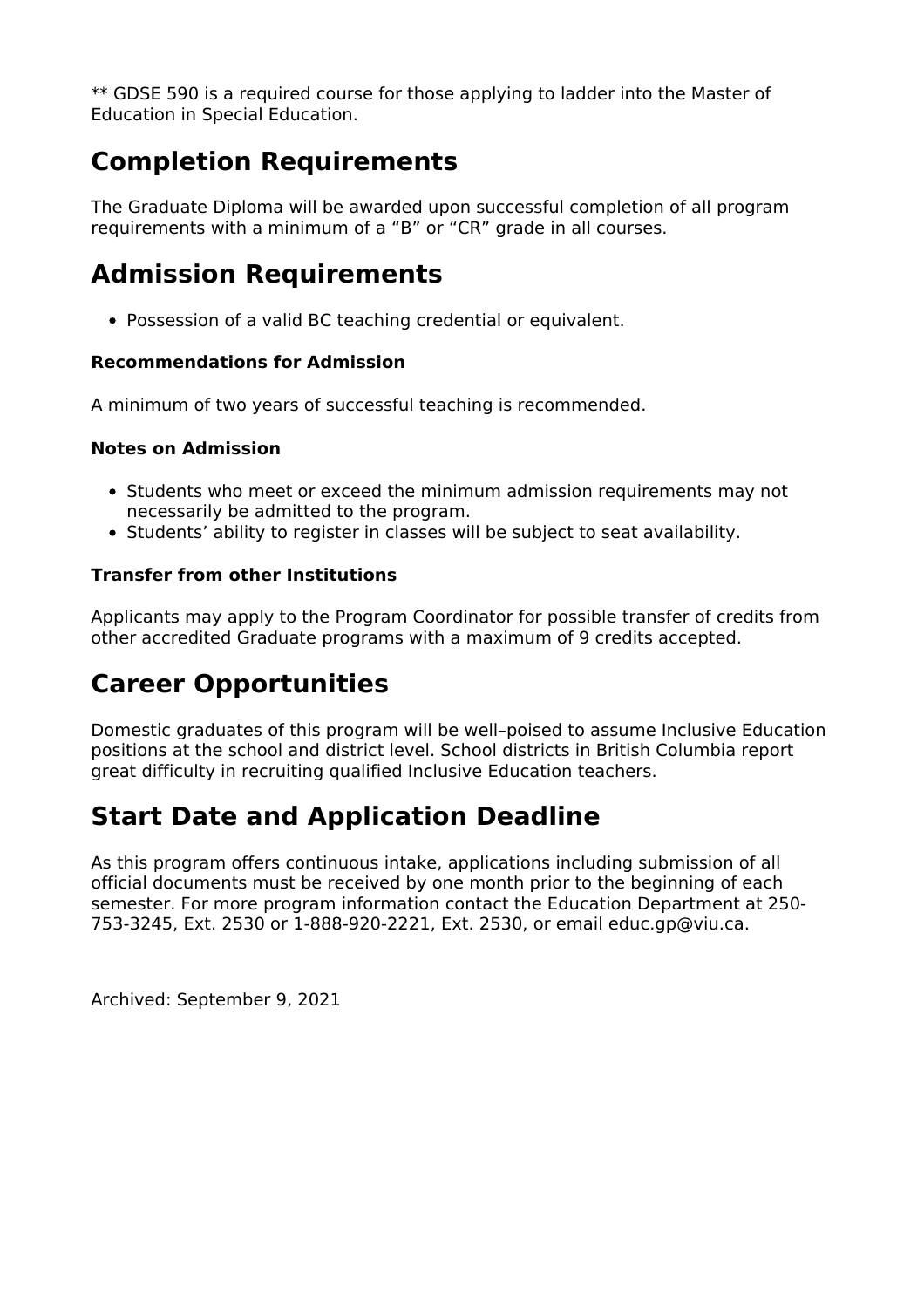** GDSE 590 is a required course for those applying to ladder into the Master of Education in Special Education.

## Completion Requirements

The Graduate Diploma will be awarded upon successful completion of all program requirements with a minimum of a "B" or "CR" grade in all courses.

## Admission Requirements

- Possession of a valid BC teaching credential or equivalent.

### Recommendations for Admission

A minimum of two years of successful teaching is recommended.

### Notes on Admission

- Students who meet or exceed the minimum admission requirements may not necessarily be admitted to the program.
- Students' ability to register in classes will be subject to seat availability.

### Transfer from other Institutions

Applicants may apply to the Program Coordinator for possible transfer of credits from other accredited Graduate programs with a maximum of 9 credits accepted.

## Career Opportunities

Domestic graduates of this program will be well–poised to assume Inclusive Education positions at the school and district level. School districts in British Columbia report great difficulty in recruiting qualified Inclusive Education teachers.

## Start Date and Application Deadline

As this program offers continuous intake, applications including submission of all official documents must be received by one month prior to the beginning of each semester. For more program information contact the Education Department at 250-753-3245, Ext. 2530 or 1-888-920-2221, Ext. 2530, or email educ.gp@viu.ca.

Archived: September 9, 2021